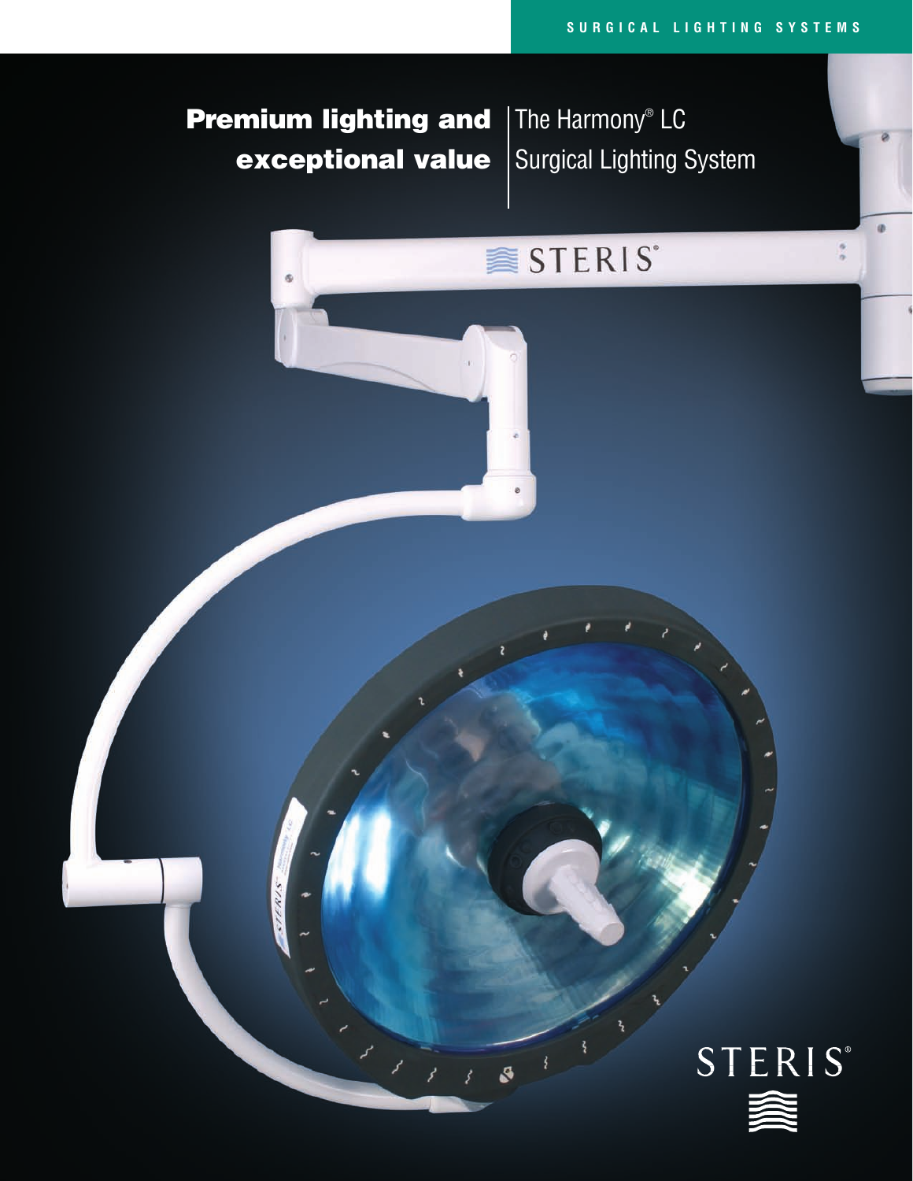SURGICAL LIGHTING SYSTEMS

# Premium lighting and exceptional value | The Harmony® LC Surgical Lighting System

STERIS®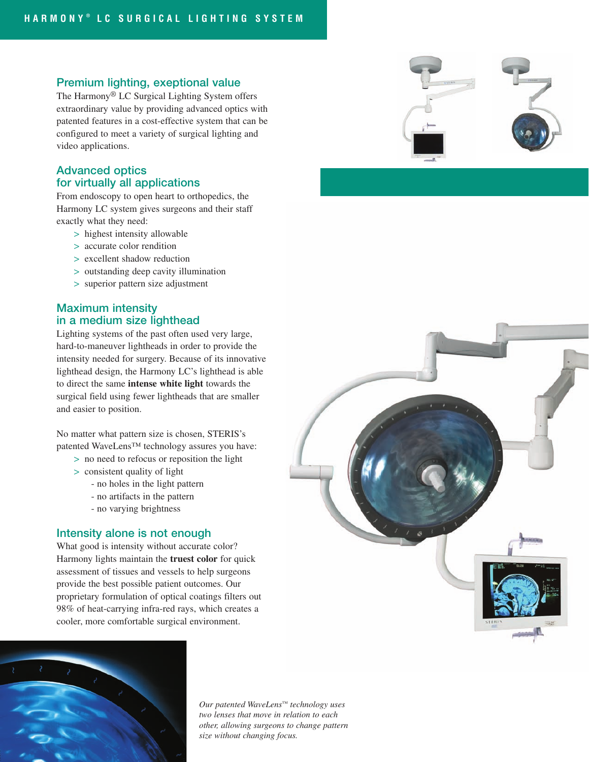## Premium lighting, exeptional value

The Harmony® LC Surgical Lighting System offers extraordinary value by providing advanced optics with patented features in a cost-effective system that can be configured to meet a variety of surgical lighting and video applications.

## Advanced optics for virtually all applications

From endoscopy to open heart to orthopedics, the Harmony LC system gives surgeons and their staff exactly what they need:

- highest intensity allowable
- accurate color rendition
- excellent shadow reduction
- outstanding deep cavity illumination
- superior pattern size adjustment

## Maximum intensity in a medium size lighthead

Lighting systems of the past often used very large, hard-to-maneuver lightheads in order to provide the intensity needed for surgery. Because of its innovative lighthead design, the Harmony LC's lighthead is able to direct the same **intense white light** towards the surgical field using fewer lightheads that are smaller and easier to position.

No matter what pattern size is chosen, STERIS's patented WaveLens™ technology assures you have:

- no need to refocus or reposition the light
- consistent quality of light
  - no holes in the light pattern
  - no artifacts in the pattern
  - no varying brightness

## Intensity alone is not enough

What good is intensity without accurate color? Harmony lights maintain the **truest color** for quick assessment of tissues and vessels to help surgeons provide the best possible patient outcomes. Our proprietary formulation of optical coatings filters out 98% of heat-carrying infra-red rays, which creates a cooler, more comfortable surgical environment.

*Our patented WaveLens™ technology uses two lenses that move in relation to each other, allowing surgeons to change pattern size without changing focus.*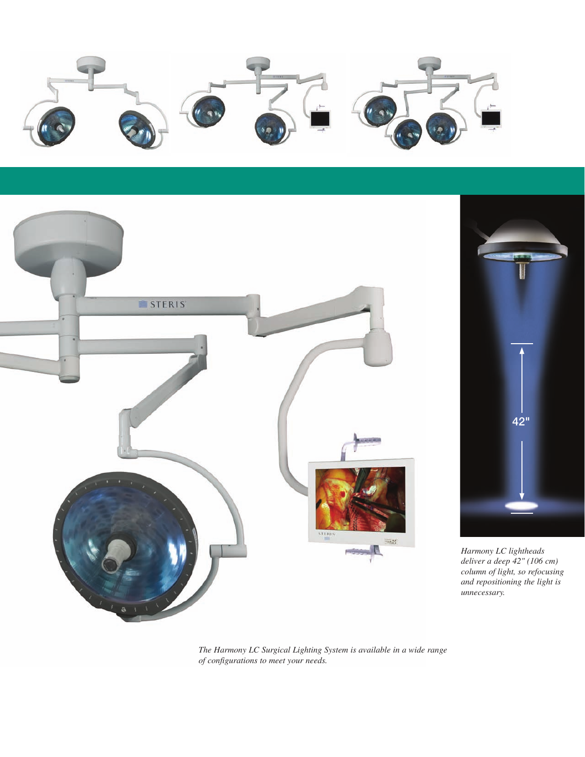*Harmony LC lightheads deliver a deep 42" (106 cm) column of light, so refocusing and repositioning the light is unnecessary.*

*The Harmony LC Surgical Lighting System is available in a wide range of configurations to meet your needs.*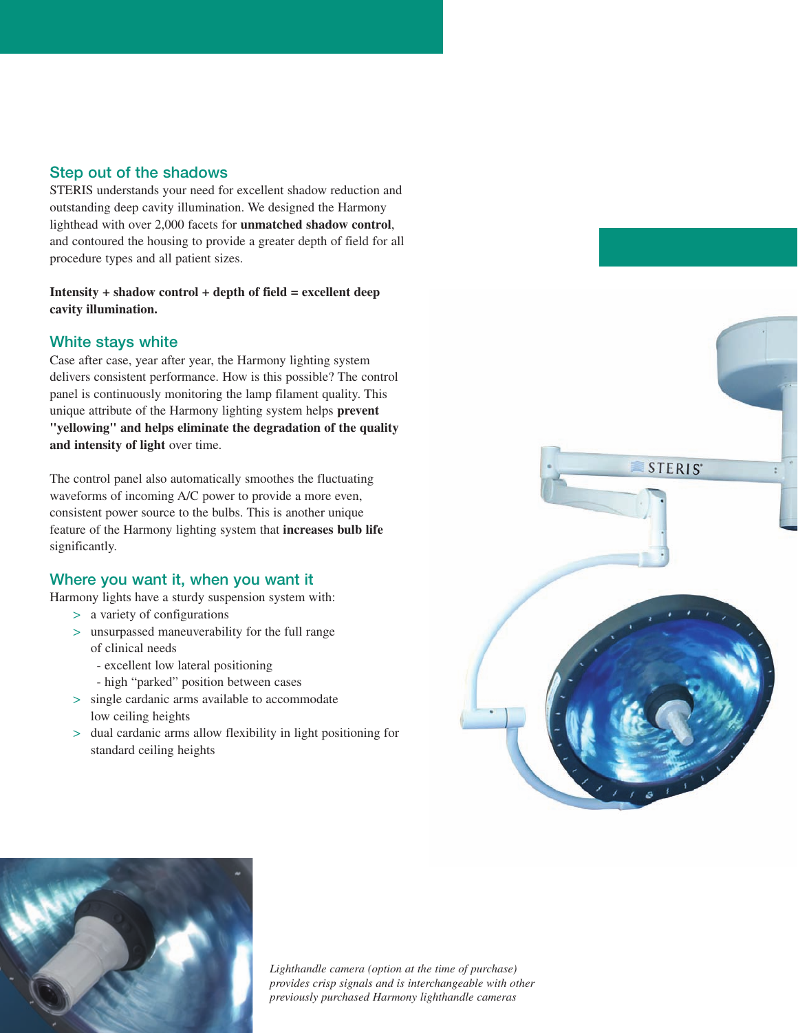## Step out of the shadows

STERIS understands your need for excellent shadow reduction and outstanding deep cavity illumination. We designed the Harmony lighthead with over 2,000 facets for **unmatched shadow control**, and contoured the housing to provide a greater depth of field for all procedure types and all patient sizes.

**Intensity + shadow control + depth of field = excellent deep cavity illumination.**

## White stays white

Case after case, year after year, the Harmony lighting system delivers consistent performance. How is this possible? The control panel is continuously monitoring the lamp filament quality. This unique attribute of the Harmony lighting system helps **prevent "yellowing" and helps eliminate the degradation of the quality and intensity of light** over time.

The control panel also automatically smoothes the fluctuating waveforms of incoming A/C power to provide a more even, consistent power source to the bulbs. This is another unique feature of the Harmony lighting system that **increases bulb life** significantly.

## Where you want it, when you want it

Harmony lights have a sturdy suspension system with:

- a variety of configurations
- unsurpassed maneuverability for the full range of clinical needs
  - excellent low lateral positioning
  - high "parked" position between cases
- single cardanic arms available to accommodate low ceiling heights
- dual cardanic arms allow flexibility in light positioning for standard ceiling heights

*Lighthandle camera (option at the time of purchase) provides crisp signals and is interchangeable with other previously purchased Harmony lighthandle cameras*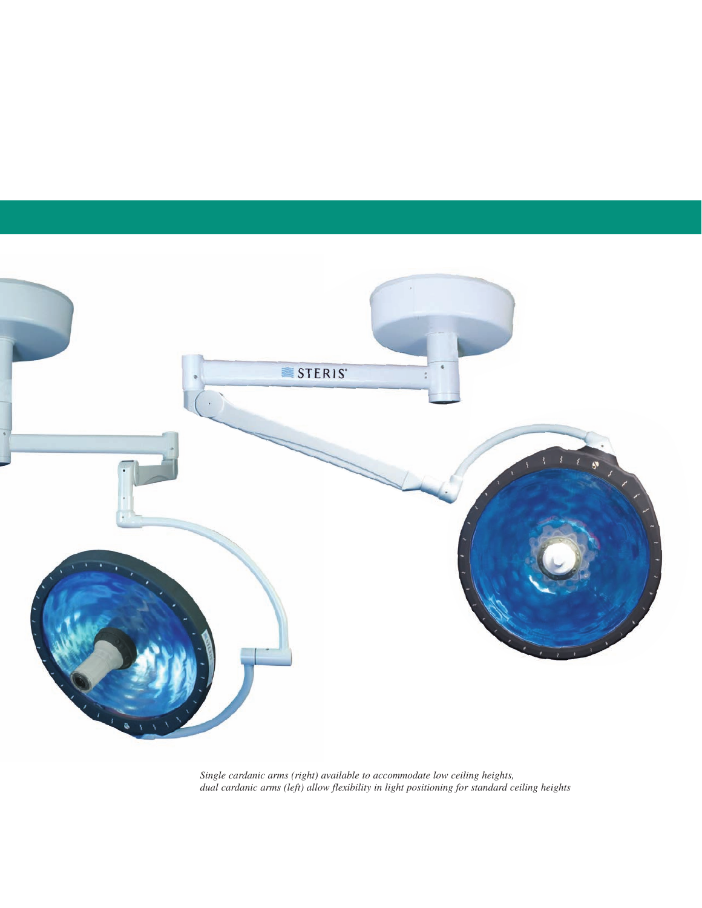*Single cardanic arms (right) available to accommodate low ceiling heights,*
*dual cardanic arms (left) allow flexibility in light positioning for standard ceiling heights*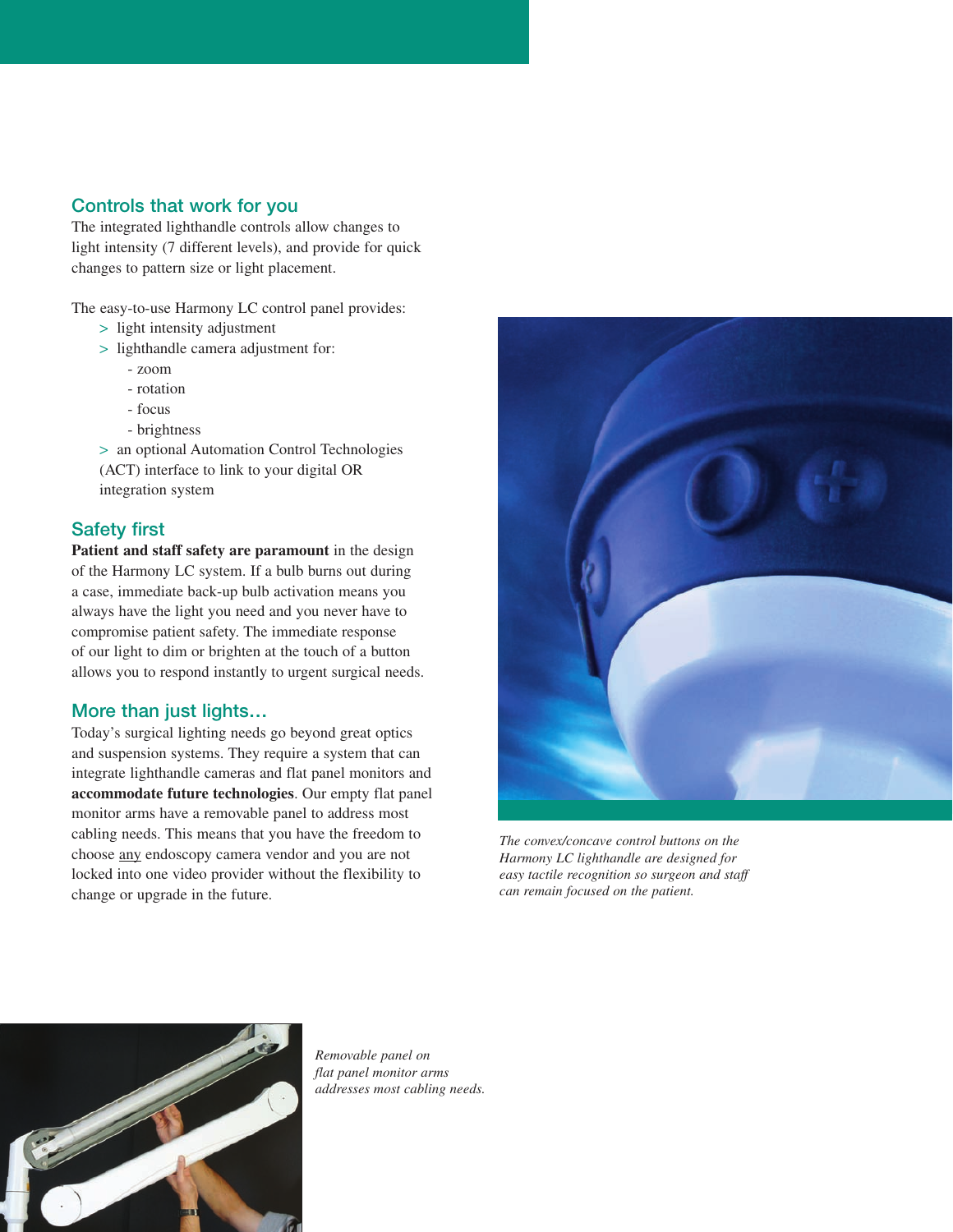## Controls that work for you

The integrated lighthandle controls allow changes to light intensity (7 different levels), and provide for quick changes to pattern size or light placement.

The easy-to-use Harmony LC control panel provides:

- light intensity adjustment
- lighthandle camera adjustment for:
  - zoom
  - rotation
  - focus
  - brightness
- an optional Automation Control Technologies (ACT) interface to link to your digital OR integration system

## Safety first

**Patient and staff safety are paramount** in the design of the Harmony LC system. If a bulb burns out during a case, immediate back-up bulb activation means you always have the light you need and you never have to compromise patient safety. The immediate response of our light to dim or brighten at the touch of a button allows you to respond instantly to urgent surgical needs.

## More than just lights…

Today's surgical lighting needs go beyond great optics and suspension systems. They require a system that can integrate lighthandle cameras and flat panel monitors and **accommodate future technologies**. Our empty flat panel monitor arms have a removable panel to address most cabling needs. This means that you have the freedom to choose any endoscopy camera vendor and you are not locked into one video provider without the flexibility to change or upgrade in the future.

*The convex/concave control buttons on the Harmony LC lighthandle are designed for easy tactile recognition so surgeon and staff can remain focused on the patient.*

*Removable panel on flat panel monitor arms addresses most cabling needs.*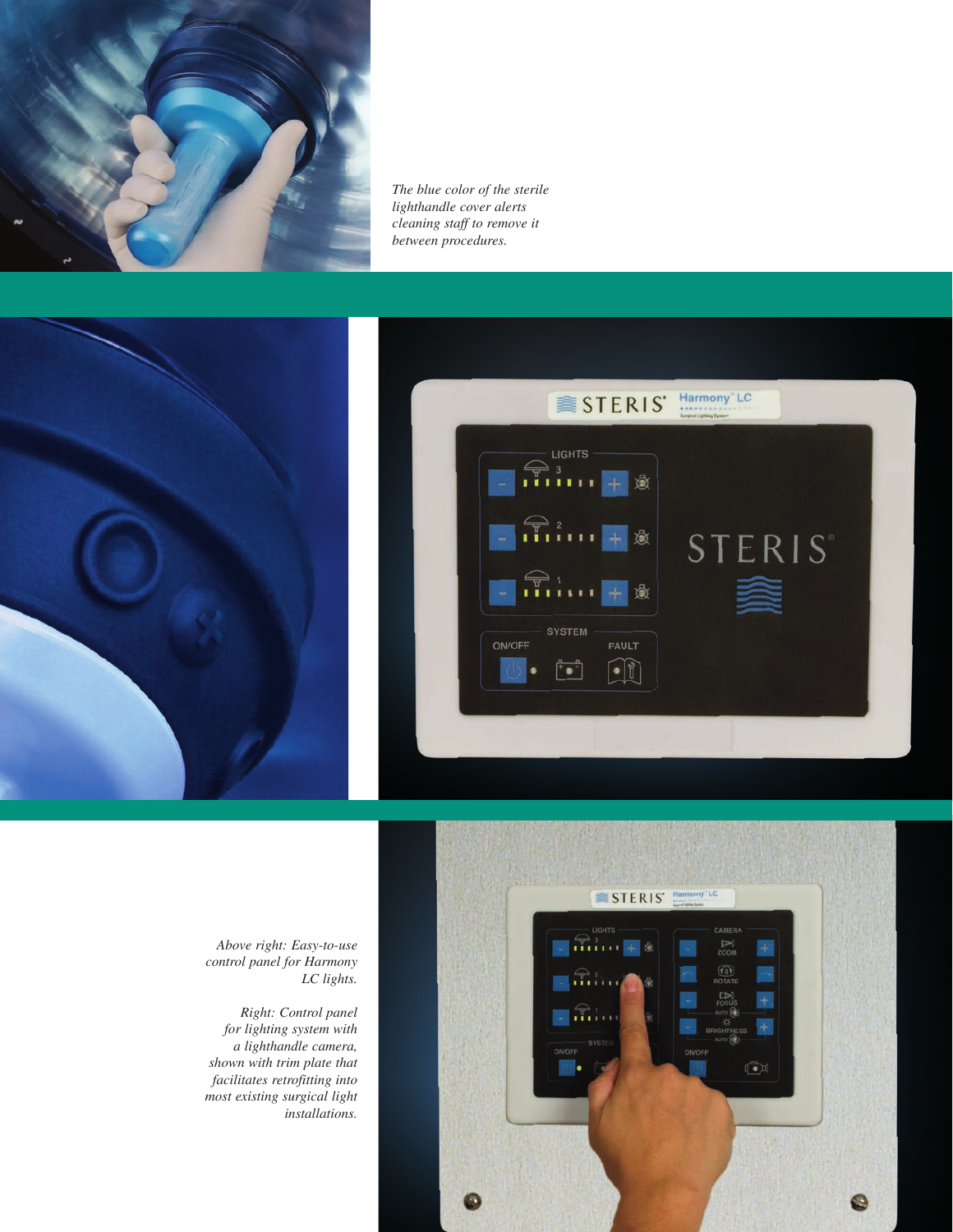*The blue color of the sterile lighthandle cover alerts cleaning staff to remove it between procedures.*

*Above right: Easy-to-use control panel for Harmony LC lights.*

*Right: Control panel for lighting system with a lighthandle camera, shown with trim plate that facilitates retrofitting into most existing surgical light installations.*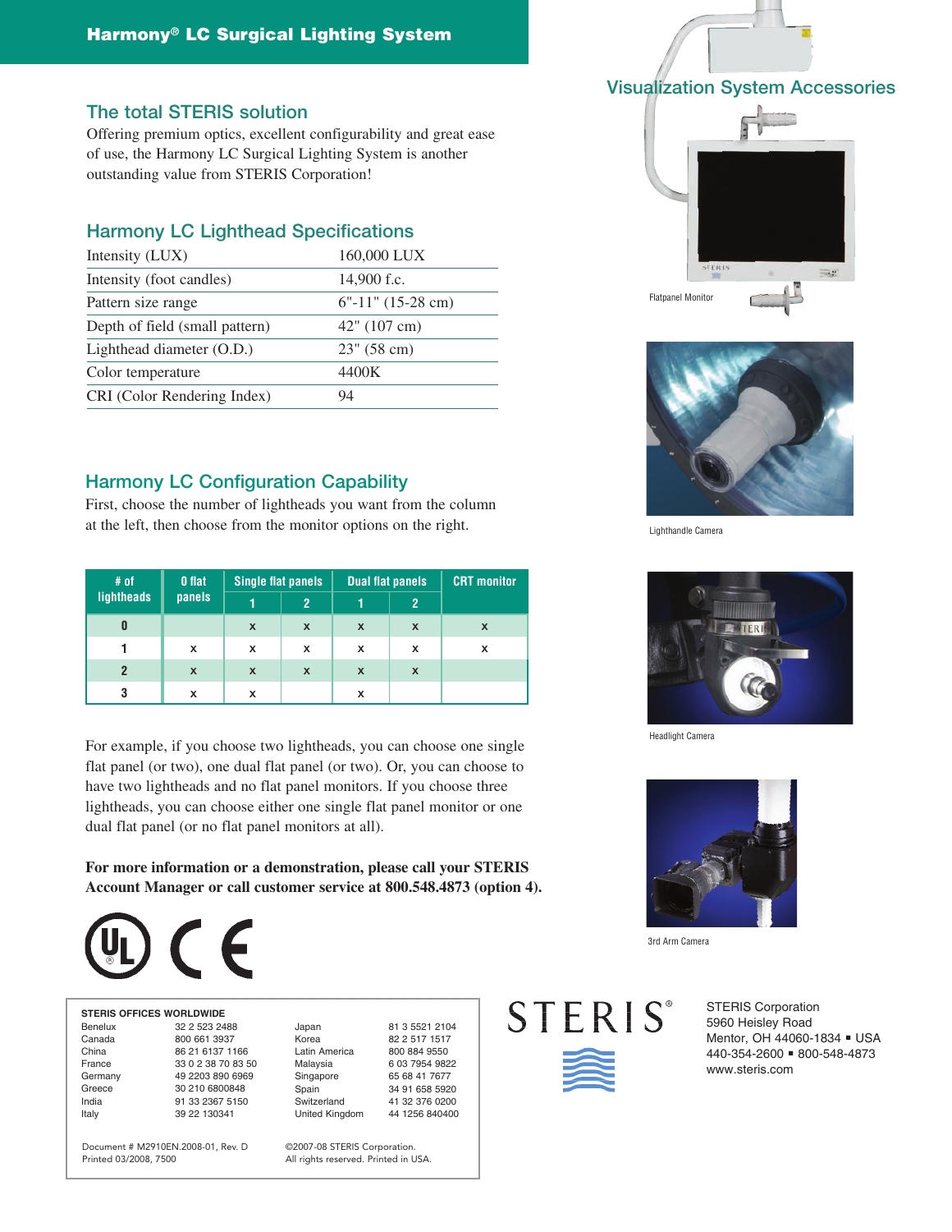# Harmony® LC Surgical Lighting System

## The total STERIS solution

Offering premium optics, excellent configurability and great ease of use, the Harmony LC Surgical Lighting System is another outstanding value from STERIS Corporation!

## Harmony LC Lighthead Specifications

| | |
|---|---|
| Intensity (LUX) | 160,000 LUX |
| Intensity (foot candles) | 14,900 f.c. |
| Pattern size range | 6"-11" (15-28 cm) |
| Depth of field (small pattern) | 42" (107 cm) |
| Lighthead diameter (O.D.) | 23" (58 cm) |
| Color temperature | 4400K |
| CRI (Color Rendering Index) | 94 |

## Harmony LC Configuration Capability

First, choose the number of lightheads you want from the column at the left, then choose from the monitor options on the right.

| # of lightheads | 0 flat panels | Single flat panels | | Dual flat panels | | CRT monitor |
|---|---|---|---|---|---|---|
| | | 1 | 2 | 1 | 2 | |
| 0 | | x | x | x | x | x |
| 1 | x | x | x | x | x | x |
| 2 | x | x | x | x | x | |
| 3 | x | x | | x | | |

For example, if you choose two lightheads, you can choose one single flat panel (or two), one dual flat panel (or two). Or, you can choose to have two lightheads and no flat panel monitors. If you choose three lightheads, you can choose either one single flat panel monitor or one dual flat panel (or no flat panel monitors at all).

**For more information or a demonstration, please call your STERIS Account Manager or call customer service at 800.548.4873 (option 4).**

## Visualization System Accessories

Flatpanel Monitor

Lighthandle Camera

Headlight Camera

3rd Arm Camera

**STERIS OFFICES WORLDWIDE**

| | | | |
|---|---|---|---|
| Benelux | 32 2 523 2488 | Japan | 81 3 5521 2104 |
| Canada | 800 661 3937 | Korea | 82 2 517 1517 |
| China | 86 21 6137 1166 | Latin America | 800 884 9550 |
| France | 33 0 2 38 70 83 50 | Malaysia | 6 03 7954 9822 |
| Germany | 49 2203 890 6969 | Singapore | 65 68 41 7677 |
| Greece | 30 210 6800848 | Spain | 34 91 658 5920 |
| India | 91 33 2367 5150 | Switzerland | 41 32 376 0200 |
| Italy | 39 22 130341 | United Kingdom | 44 1256 840400 |

Document # M2910EN.2008-01, Rev. D
Printed 03/2008, 7500

©2007-08 STERIS Corporation.
All rights reserved. Printed in USA.

STERIS®

STERIS Corporation
5960 Heisley Road
Mentor, OH 44060-1834 ▪ USA
440-354-2600 ▪ 800-548-4873
www.steris.com